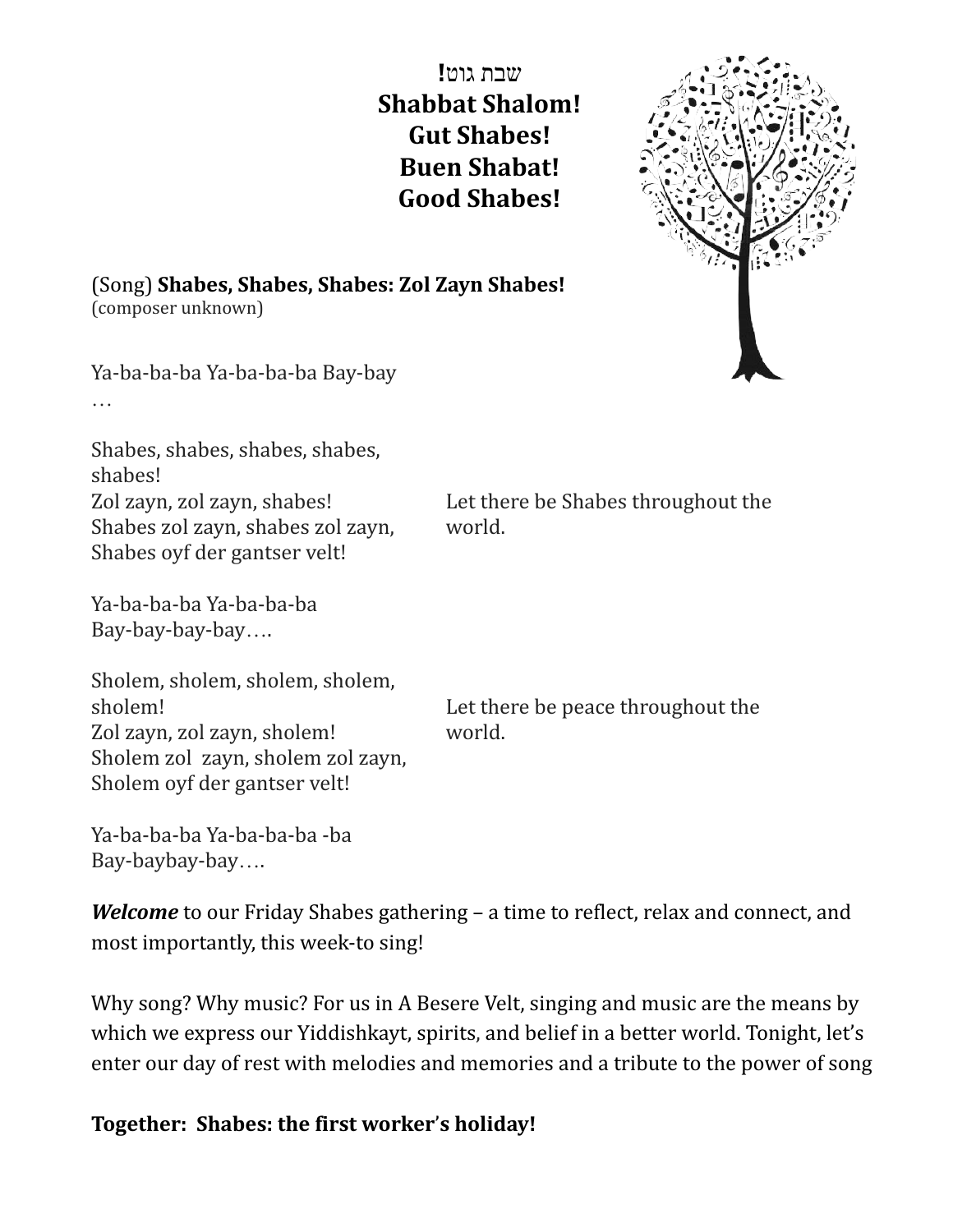**!שבת גוט**
**Shabbat Shalom!**
**Gut Shabes!**
**Buen Shabat!**
**Good Shabes!**

(Song) **Shabes, Shabes, Shabes: Zol Zayn Shabes!**
(composer unknown)

Ya-ba-ba-ba Ya-ba-ba-ba Bay-bay
…

Shabes, shabes, shabes, shabes, shabes!
Zol zayn, zol zayn, shabes!
Shabes zol zayn, shabes zol zayn,
Shabes oyf der gantser velt!

Let there be Shabes throughout the world.

Ya-ba-ba-ba Ya-ba-ba-ba
Bay-bay-bay-bay….

Sholem, sholem, sholem, sholem, sholem!
Zol zayn, zol zayn, sholem!
Sholem zol zayn, sholem zol zayn,
Sholem oyf der gantser velt!

Let there be peace throughout the world.

Ya-ba-ba-ba Ya-ba-ba-ba -ba
Bay-baybay-bay….

***Welcome*** to our Friday Shabes gathering – a time to reflect, relax and connect, and most importantly, this week-to sing!

Why song? Why music? For us in A Besere Velt, singing and music are the means by which we express our Yiddishkayt, spirits, and belief in a better world. Tonight, let's enter our day of rest with melodies and memories and a tribute to the power of song

**Together: Shabes: the first worker's holiday!**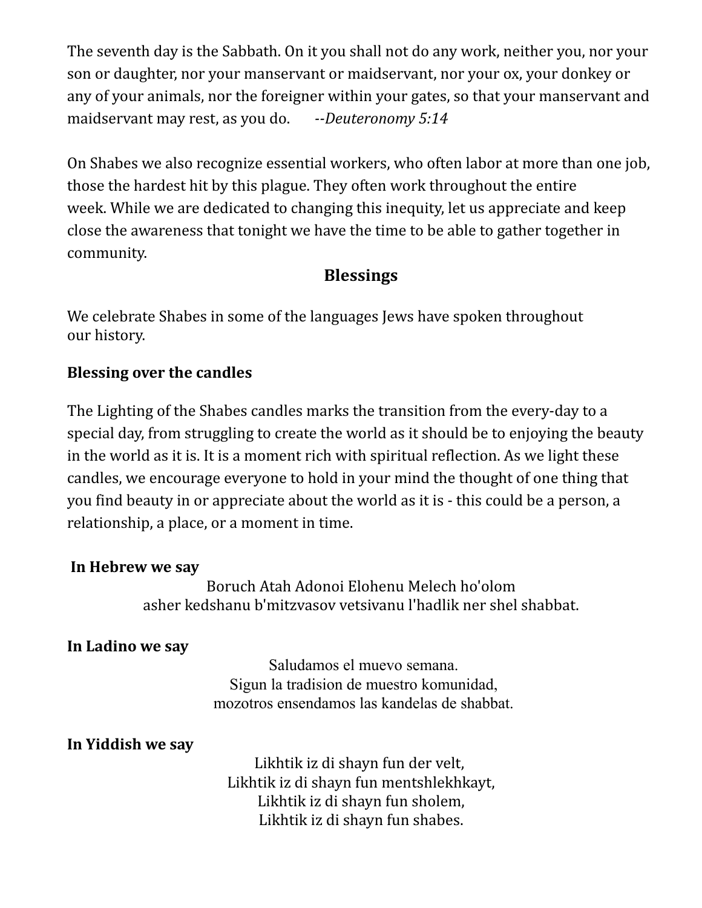The seventh day is the Sabbath. On it you shall not do any work, neither you, nor your son or daughter, nor your manservant or maidservant, nor your ox, your donkey or any of your animals, nor the foreigner within your gates, so that your manservant and maidservant may rest, as you do. *--Deuteronomy 5:14*

On Shabes we also recognize essential workers, who often labor at more than one job, those the hardest hit by this plague. They often work throughout the entire week. While we are dedicated to changing this inequity, let us appreciate and keep close the awareness that tonight we have the time to be able to gather together in community.

## Blessings

We celebrate Shabes in some of the languages Jews have spoken throughout our history.

### Blessing over the candles

The Lighting of the Shabes candles marks the transition from the every-day to a special day, from struggling to create the world as it should be to enjoying the beauty in the world as it is. It is a moment rich with spiritual reflection. As we light these candles, we encourage everyone to hold in your mind the thought of one thing that you find beauty in or appreciate about the world as it is - this could be a person, a relationship, a place, or a moment in time.

**In Hebrew we say**

Boruch Atah Adonoi Elohenu Melech ho'olom
asher kedshanu b'mitzvasov vetsivanu l'hadlik ner shel shabbat.

**In Ladino we say**

Saludamos el muevo semana.
Sigun la tradision de muestro komunidad,
mozotros ensendamos las kandelas de shabbat.

**In Yiddish we say**

Likhtik iz di shayn fun der velt,
Likhtik iz di shayn fun mentshlekhkayt,
Likhtik iz di shayn fun sholem,
Likhtik iz di shayn fun shabes.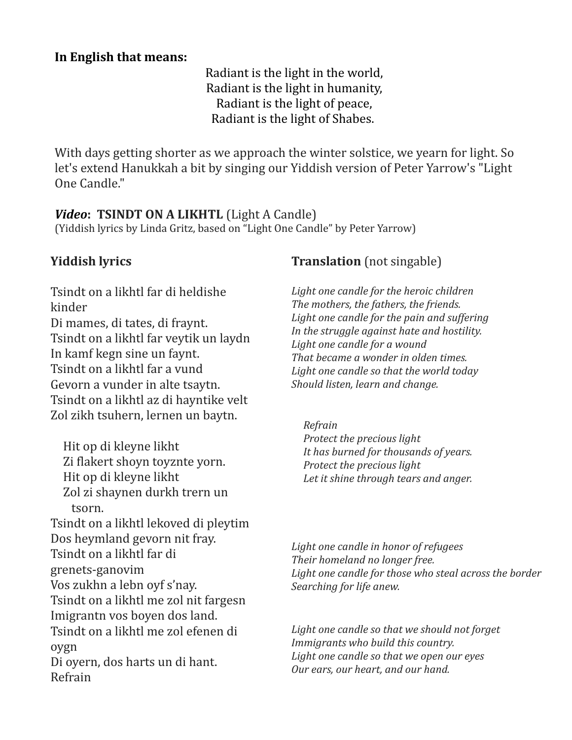**In English that means:**

Radiant is the light in the world,
Radiant is the light in humanity,
Radiant is the light of peace,
Radiant is the light of Shabes.

With days getting shorter as we approach the winter solstice, we yearn for light. So let's extend Hanukkah a bit by singing our Yiddish version of Peter Yarrow's "Light One Candle."

***Video*:** **TSINDT ON A LIKHTL** (Light A Candle)
(Yiddish lyrics by Linda Gritz, based on "Light One Candle" by Peter Yarrow)

**Yiddish lyrics**

Tsindt on a likhtl far di heldishe kinder
Di mames, di tates, di fraynt.
Tsindt on a likhtl far veytik un laydn
In kamf kegn sine un faynt.
Tsindt on a likhtl far a vund
Gevorn a vunder in alte tsaytn.
Tsindt on a likhtl az di hayntike velt
Zol zikh tsuhern, lernen un baytn.

Hit op di kleyne likht
Zi flakert shoyn toyznte yorn.
Hit op di kleyne likht
Zol zi shaynen durkh trern un tsorn.

Tsindt on a likhtl lekoved di pleytim
Dos heymland gevorn nit fray.
Tsindt on a likhtl far di grenets-ganovim
Vos zukhn a lebn oyf s'nay.
Tsindt on a likhtl me zol nit fargesn
Imigrantn vos boyen dos land.
Tsindt on a likhtl me zol efenen di oygn
Di oyern, dos harts un di hant.
Refrain

**Translation** (not singable)

*Light one candle for the heroic children*
*The mothers, the fathers, the friends.*
*Light one candle for the pain and suffering*
*In the struggle against hate and hostility.*
*Light one candle for a wound*
*That became a wonder in olden times.*
*Light one candle so that the world today*
*Should listen, learn and change.*

*Refrain*
*Protect the precious light*
*It has burned for thousands of years.*
*Protect the precious light*
*Let it shine through tears and anger.*

*Light one candle in honor of refugees*
*Their homeland no longer free.*
*Light one candle for those who steal across the border*
*Searching for life anew.*

*Light one candle so that we should not forget*
*Immigrants who build this country.*
*Light one candle so that we open our eyes*
*Our ears, our heart, and our hand.*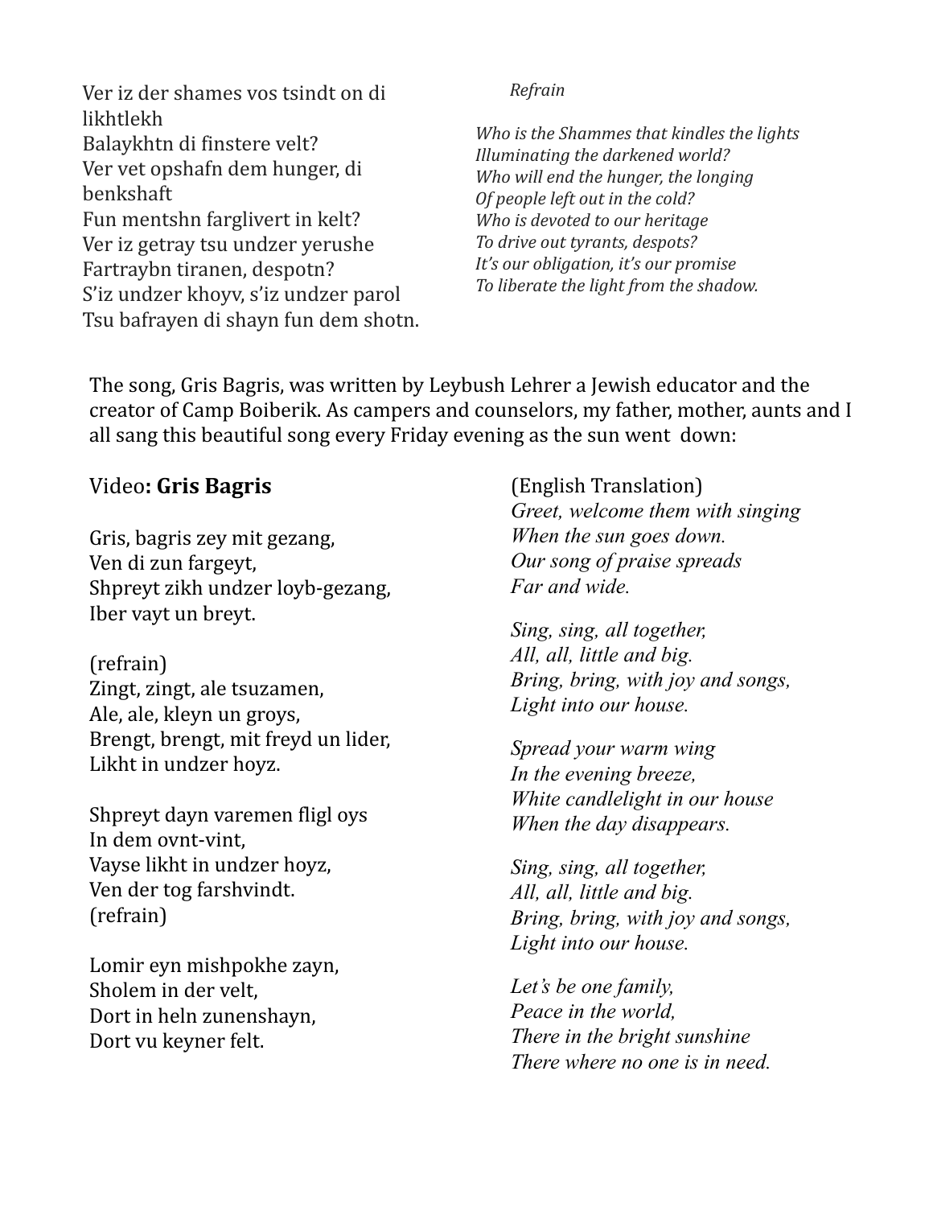Ver iz der shames vos tsindt on di likhtlekh
Balaykhtn di finstere velt?
Ver vet opshafn dem hunger, di benkshaft
Fun mentshn farglivert in kelt?
Ver iz getray tsu undzer yerushe
Fartraybn tiranen, despotn?
S'iz undzer khoyv, s'iz undzer parol
Tsu bafrayen di shayn fun dem shotn.

*Refrain*

*Who is the Shammes that kindles the lights*
*Illuminating the darkened world?*
*Who will end the hunger, the longing*
*Of people left out in the cold?*
*Who is devoted to our heritage*
*To drive out tyrants, despots?*
*It's our obligation, it's our promise*
*To liberate the light from the shadow.*

The song, Gris Bagris, was written by Leybush Lehrer a Jewish educator and the creator of Camp Boiberik. As campers and counselors, my father, mother, aunts and I all sang this beautiful song every Friday evening as the sun went down:

Video**: Gris Bagris**

Gris, bagris zey mit gezang,
Ven di zun fargeyt,
Shpreyt zikh undzer loyb-gezang,
Iber vayt un breyt.

(refrain)
Zingt, zingt, ale tsuzamen,
Ale, ale, kleyn un groys,
Brengt, brengt, mit freyd un lider,
Likht in undzer hoyz.

Shpreyt dayn varemen fligl oys
In dem ovnt-vint,
Vayse likht in undzer hoyz,
Ven der tog farshvindt.
(refrain)

Lomir eyn mishpokhe zayn,
Sholem in der velt,
Dort in heln zunenshayn,
Dort vu keyner felt.

(English Translation)
*Greet, welcome them with singing*
*When the sun goes down.*
*Our song of praise spreads*
*Far and wide.*

*Sing, sing, all together,*
*All, all, little and big.*
*Bring, bring, with joy and songs,*
*Light into our house.*

*Spread your warm wing*
*In the evening breeze,*
*White candlelight in our house*
*When the day disappears.*

*Sing, sing, all together,*
*All, all, little and big.*
*Bring, bring, with joy and songs,*
*Light into our house.*

*Let's be one family,*
*Peace in the world,*
*There in the bright sunshine*
*There where no one is in need.*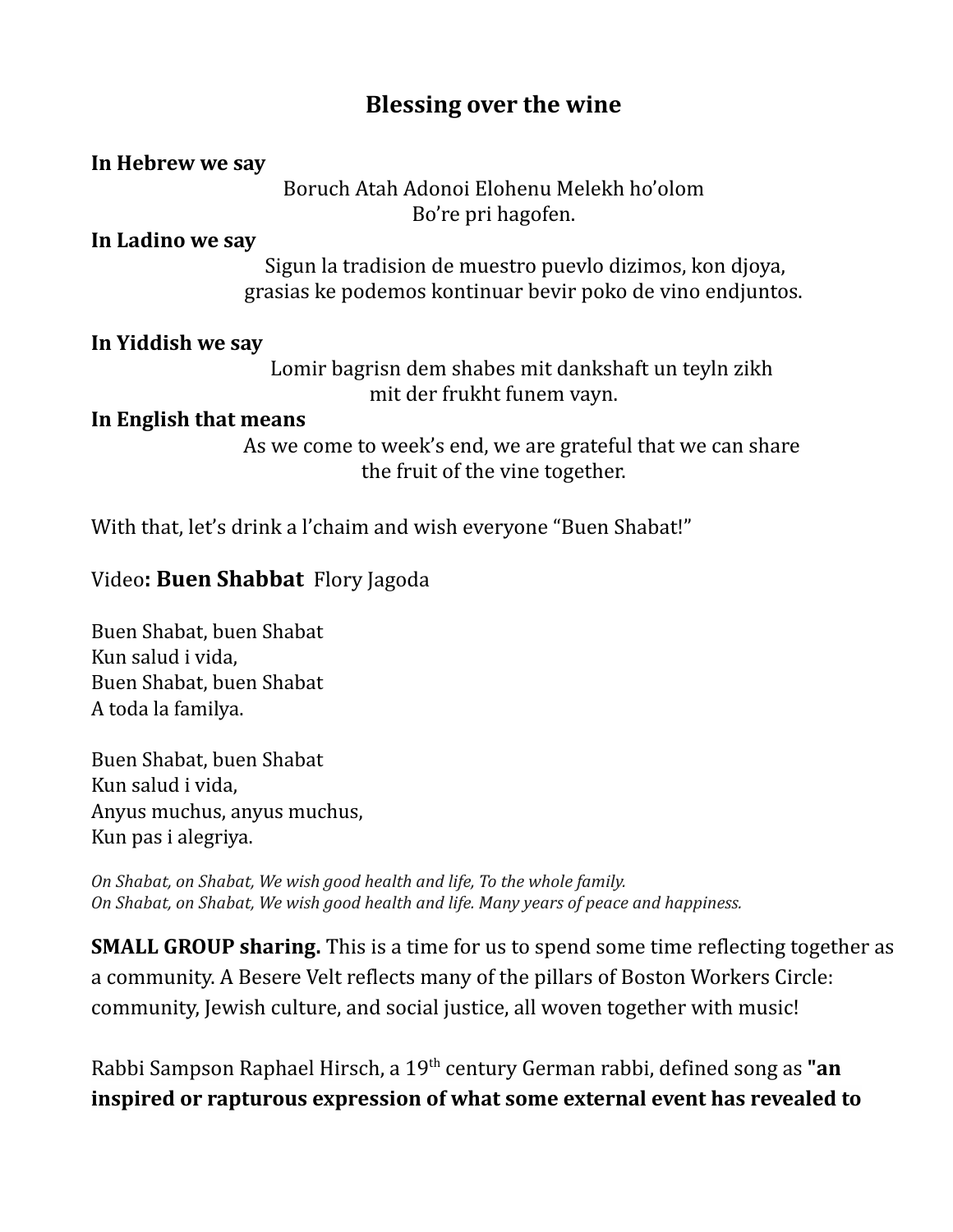## Blessing over the wine

**In Hebrew we say**

Boruch Atah Adonoi Elohenu Melekh ho'olom
Bo're pri hagofen.

**In Ladino we say**

Sigun la tradision de muestro puevlo dizimos, kon djoya,
grasias ke podemos kontinuar bevir poko de vino endjuntos.

**In Yiddish we say**

Lomir bagrisn dem shabes mit dankshaft un teyln zikh
mit der frukht funem vayn.

**In English that means**

As we come to week's end, we are grateful that we can share
the fruit of the vine together.

With that, let's drink a l'chaim and wish everyone "Buen Shabat!"

Video**: Buen Shabbat** Flory Jagoda

Buen Shabat, buen Shabat
Kun salud i vida,
Buen Shabat, buen Shabat
A toda la familya.

Buen Shabat, buen Shabat
Kun salud i vida,
Anyus muchus, anyus muchus,
Kun pas i alegriya.

*On Shabat, on Shabat, We wish good health and life, To the whole family.*
*On Shabat, on Shabat, We wish good health and life. Many years of peace and happiness.*

**SMALL GROUP sharing.** This is a time for us to spend some time reflecting together as a community. A Besere Velt reflects many of the pillars of Boston Workers Circle: community, Jewish culture, and social justice, all woven together with music!

Rabbi Sampson Raphael Hirsch, a 19th century German rabbi, defined song as **"an inspired or rapturous expression of what some external event has revealed to**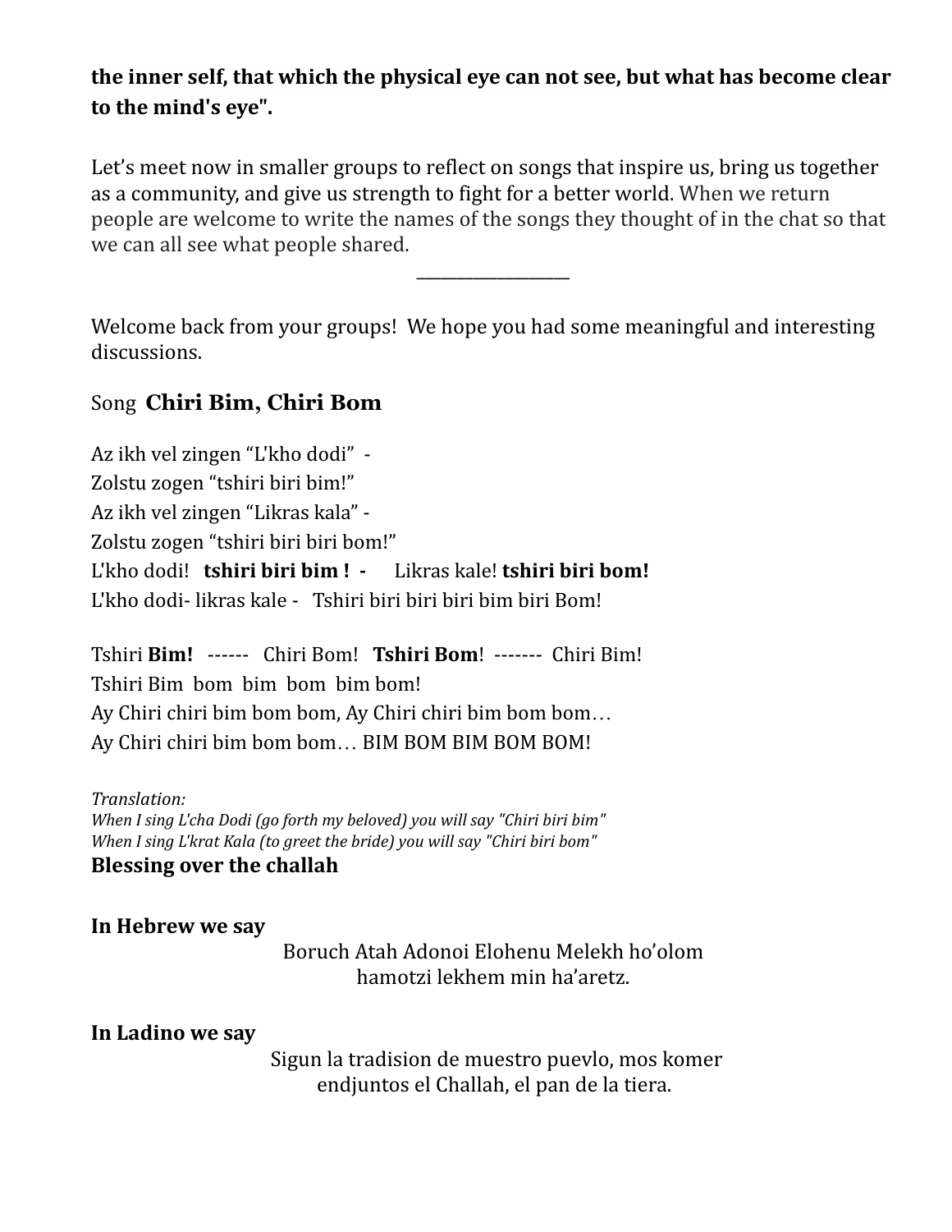**the inner self, that which the physical eye can not see, but what has become clear to the mind's eye".**

Let's meet now in smaller groups to reflect on songs that inspire us, bring us together as a community, and give us strength to fight for a better world. When we return people are welcome to write the names of the songs they thought of in the chat so that we can all see what people shared.

---

Welcome back from your groups! We hope you had some meaningful and interesting discussions.

Song **Chiri Bim, Chiri Bom**

Az ikh vel zingen "L'kho dodi" -
Zolstu zogen "tshiri biri bim!"
Az ikh vel zingen "Likras kala" -
Zolstu zogen "tshiri biri biri bom!"
L'kho dodi! **tshiri biri bim ! -** Likras kale! **tshiri biri bom!**
L'kho dodi- likras kale - Tshiri biri biri biri bim biri Bom!

Tshiri **Bim!** ------ Chiri Bom! **Tshiri Bom**! ------- Chiri Bim!
Tshiri Bim bom bim bom bim bom!
Ay Chiri chiri bim bom bom, Ay Chiri chiri bim bom bom…
Ay Chiri chiri bim bom bom… BIM BOM BIM BOM BOM!

*Translation:*
*When I sing L'cha Dodi (go forth my beloved) you will say "Chiri biri bim"*
*When I sing L'krat Kala (to greet the bride) you will say "Chiri biri bom"*

**Blessing over the challah**

**In Hebrew we say**

Boruch Atah Adonoi Elohenu Melekh ho'olom
hamotzi lekhem min ha'aretz.

**In Ladino we say**

Sigun la tradision de muestro puevlo, mos komer
endjuntos el Challah, el pan de la tiera.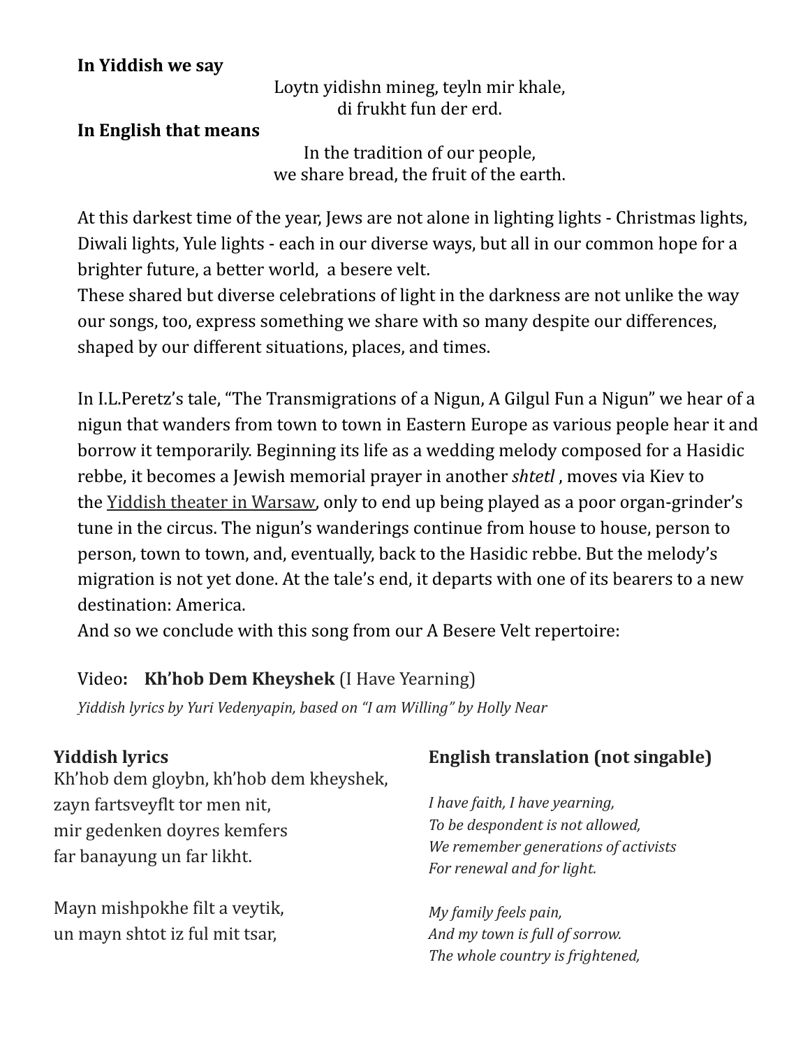**In Yiddish we say**

Loytn yidishn mineg, teyln mir khale,
di frukht fun der erd.

**In English that means**

In the tradition of our people,
we share bread, the fruit of the earth.

At this darkest time of the year, Jews are not alone in lighting lights - Christmas lights, Diwali lights, Yule lights - each in our diverse ways, but all in our common hope for a brighter future, a better world, a besere velt.
These shared but diverse celebrations of light in the darkness are not unlike the way our songs, too, express something we share with so many despite our differences, shaped by our different situations, places, and times.

In I.L.Peretz's tale, "The Transmigrations of a Nigun, A Gilgul Fun a Nigun" we hear of a nigun that wanders from town to town in Eastern Europe as various people hear it and borrow it temporarily. Beginning its life as a wedding melody composed for a Hasidic rebbe, it becomes a Jewish memorial prayer in another *shtetl* , moves via Kiev to the Yiddish theater in Warsaw, only to end up being played as a poor organ-grinder's tune in the circus. The nigun's wanderings continue from house to house, person to person, town to town, and, eventually, back to the Hasidic rebbe. But the melody's migration is not yet done. At the tale's end, it departs with one of its bearers to a new destination: America.
And so we conclude with this song from our A Besere Velt repertoire:

Video**: Kh'hob Dem Kheyshek** (I Have Yearning)
*Yiddish lyrics by Yuri Vedenyapin, based on "I am Willing" by Holly Near*

**Yiddish lyrics**

Kh'hob dem gloybn, kh'hob dem kheyshek,
zayn fartsveyflt tor men nit,
mir gedenken doyres kemfers
far banayung un far likht.

Mayn mishpokhe filt a veytik,
un mayn shtot iz ful mit tsar,

**English translation (not singable)**

*I have faith, I have yearning,*
*To be despondent is not allowed,*
*We remember generations of activists*
*For renewal and for light.*

*My family feels pain,*
*And my town is full of sorrow.*
*The whole country is frightened,*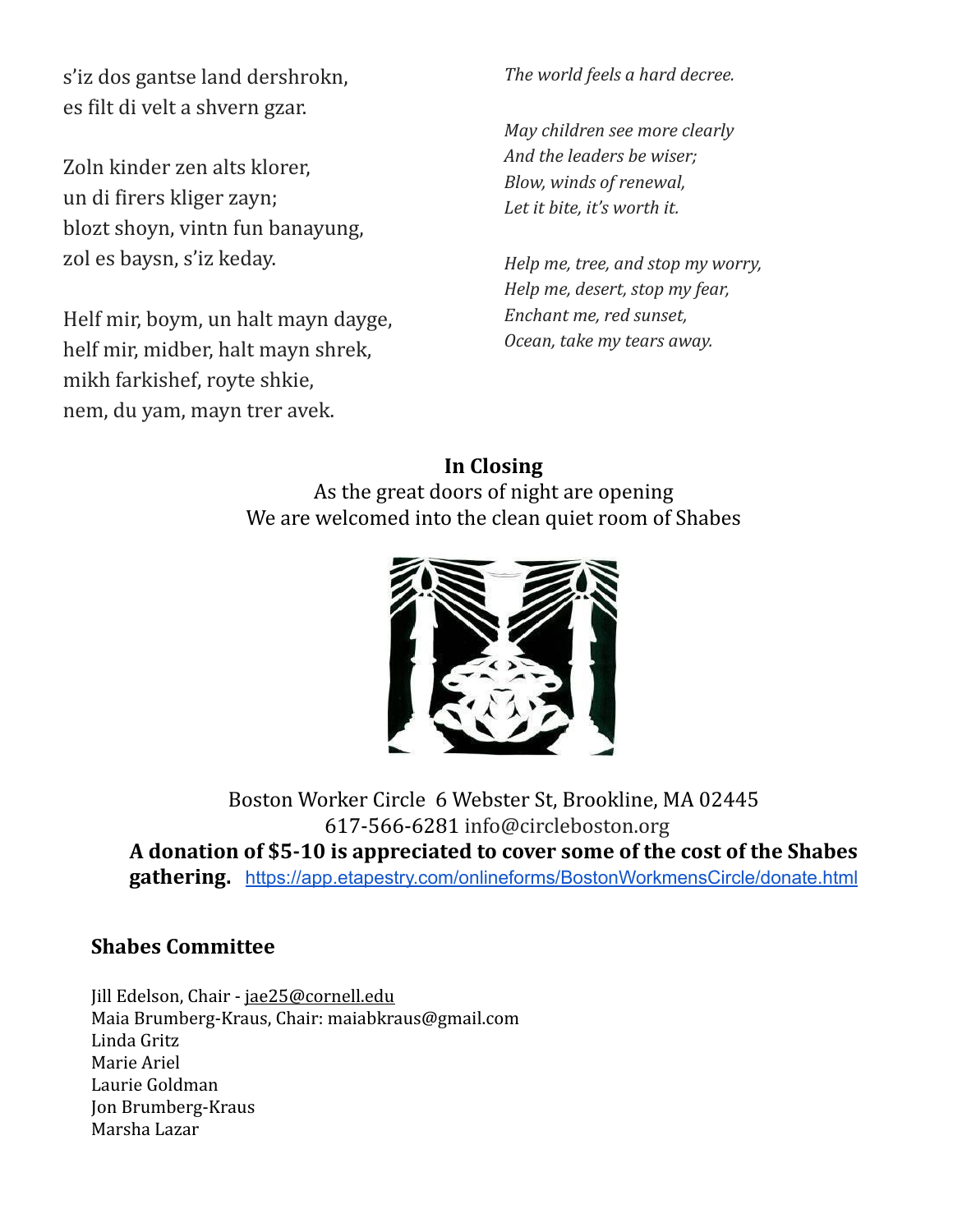s'iz dos gantse land dershrokn,
es filt di velt a shvern gzar.

Zoln kinder zen alts klorer,
un di firers kliger zayn;
blozt shoyn, vintn fun banayung,
zol es baysn, s'iz keday.

Helf mir, boym, un halt mayn dayge,
helf mir, midber, halt mayn shrek,
mikh farkishef, royte shkie,
nem, du yam, mayn trer avek.

*The world feels a hard decree.*

*May children see more clearly*
*And the leaders be wiser;*
*Blow, winds of renewal,*
*Let it bite, it's worth it.*

*Help me, tree, and stop my worry,*
*Help me, desert, stop my fear,*
*Enchant me, red sunset,*
*Ocean, take my tears away.*

**In Closing**

As the great doors of night are opening
We are welcomed into the clean quiet room of Shabes

Boston Worker Circle 6 Webster St, Brookline, MA 02445
617-566-6281 info@circleboston.org

**A donation of $5-10 is appreciated to cover some of the cost of the Shabes gathering.** https://app.etapestry.com/onlineforms/BostonWorkmensCircle/donate.html

## Shabes Committee

Jill Edelson, Chair - jae25@cornell.edu
Maia Brumberg-Kraus, Chair: maiabkraus@gmail.com
Linda Gritz
Marie Ariel
Laurie Goldman
Jon Brumberg-Kraus
Marsha Lazar